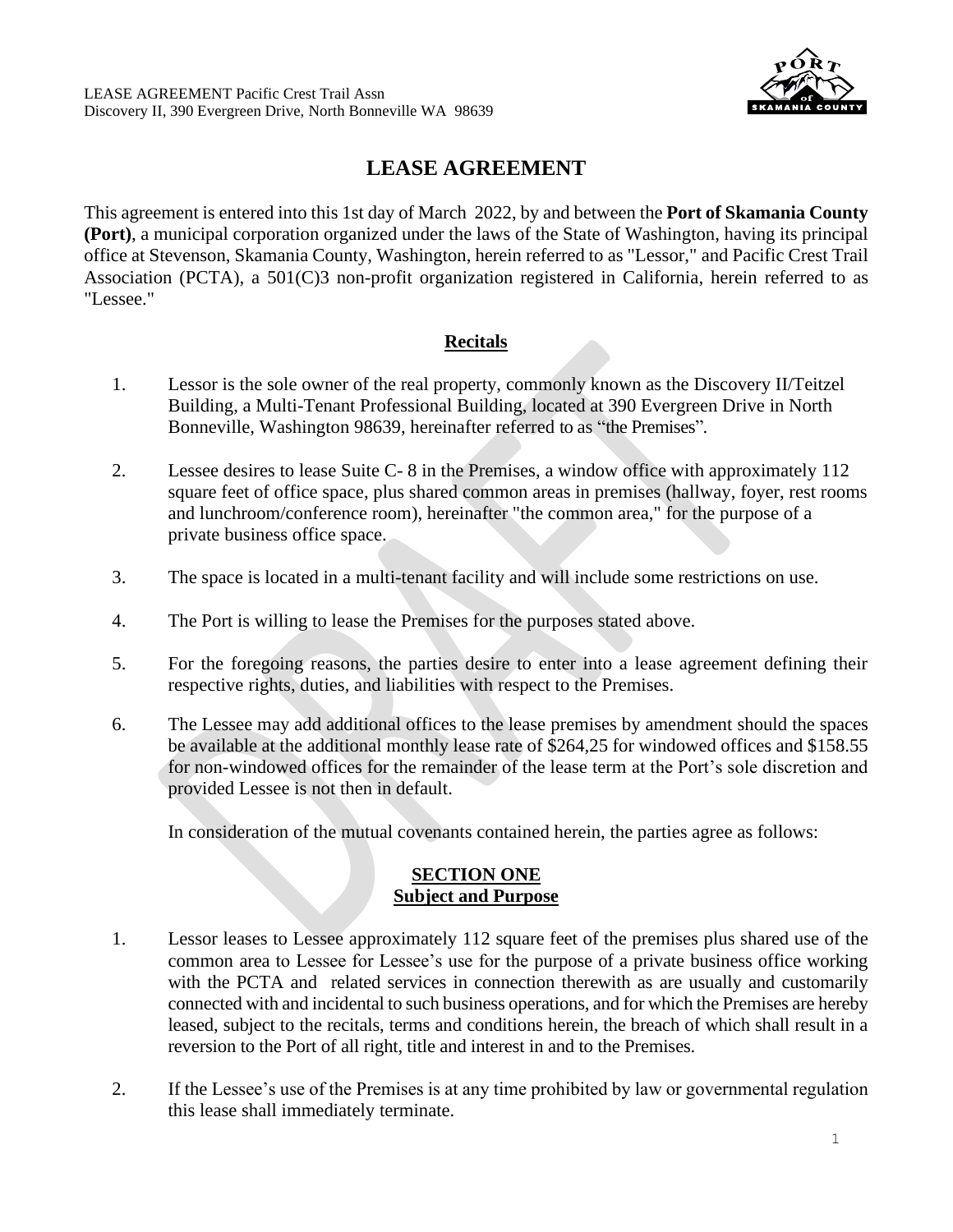LEASE AGREEMENT Pacific Crest Trail Assn
Discovery II, 390 Evergreen Drive, North Bonneville WA 98639

# LEASE AGREEMENT

This agreement is entered into this 1st day of March 2022, by and between the **Port of Skamania County (Port)**, a municipal corporation organized under the laws of the State of Washington, having its principal office at Stevenson, Skamania County, Washington, herein referred to as "Lessor," and Pacific Crest Trail Association (PCTA), a 501(C)3 non-profit organization registered in California, herein referred to as "Lessee."

## Recitals

1. Lessor is the sole owner of the real property, commonly known as the Discovery II/Teitzel Building, a Multi-Tenant Professional Building, located at 390 Evergreen Drive in North Bonneville, Washington 98639, hereinafter referred to as "the Premises".

2. Lessee desires to lease Suite C- 8 in the Premises, a window office with approximately 112 square feet of office space, plus shared common areas in premises (hallway, foyer, rest rooms and lunchroom/conference room), hereinafter "the common area," for the purpose of a private business office space.

3. The space is located in a multi-tenant facility and will include some restrictions on use.

4. The Port is willing to lease the Premises for the purposes stated above.

5. For the foregoing reasons, the parties desire to enter into a lease agreement defining their respective rights, duties, and liabilities with respect to the Premises.

6. The Lessee may add additional offices to the lease premises by amendment should the spaces be available at the additional monthly lease rate of $264,25 for windowed offices and $158.55 for non-windowed offices for the remainder of the lease term at the Port's sole discretion and provided Lessee is not then in default.

In consideration of the mutual covenants contained herein, the parties agree as follows:

## SECTION ONE
## Subject and Purpose

1. Lessor leases to Lessee approximately 112 square feet of the premises plus shared use of the common area to Lessee for Lessee's use for the purpose of a private business office working with the PCTA and related services in connection therewith as are usually and customarily connected with and incidental to such business operations, and for which the Premises are hereby leased, subject to the recitals, terms and conditions herein, the breach of which shall result in a reversion to the Port of all right, title and interest in and to the Premises.

2. If the Lessee's use of the Premises is at any time prohibited by law or governmental regulation this lease shall immediately terminate.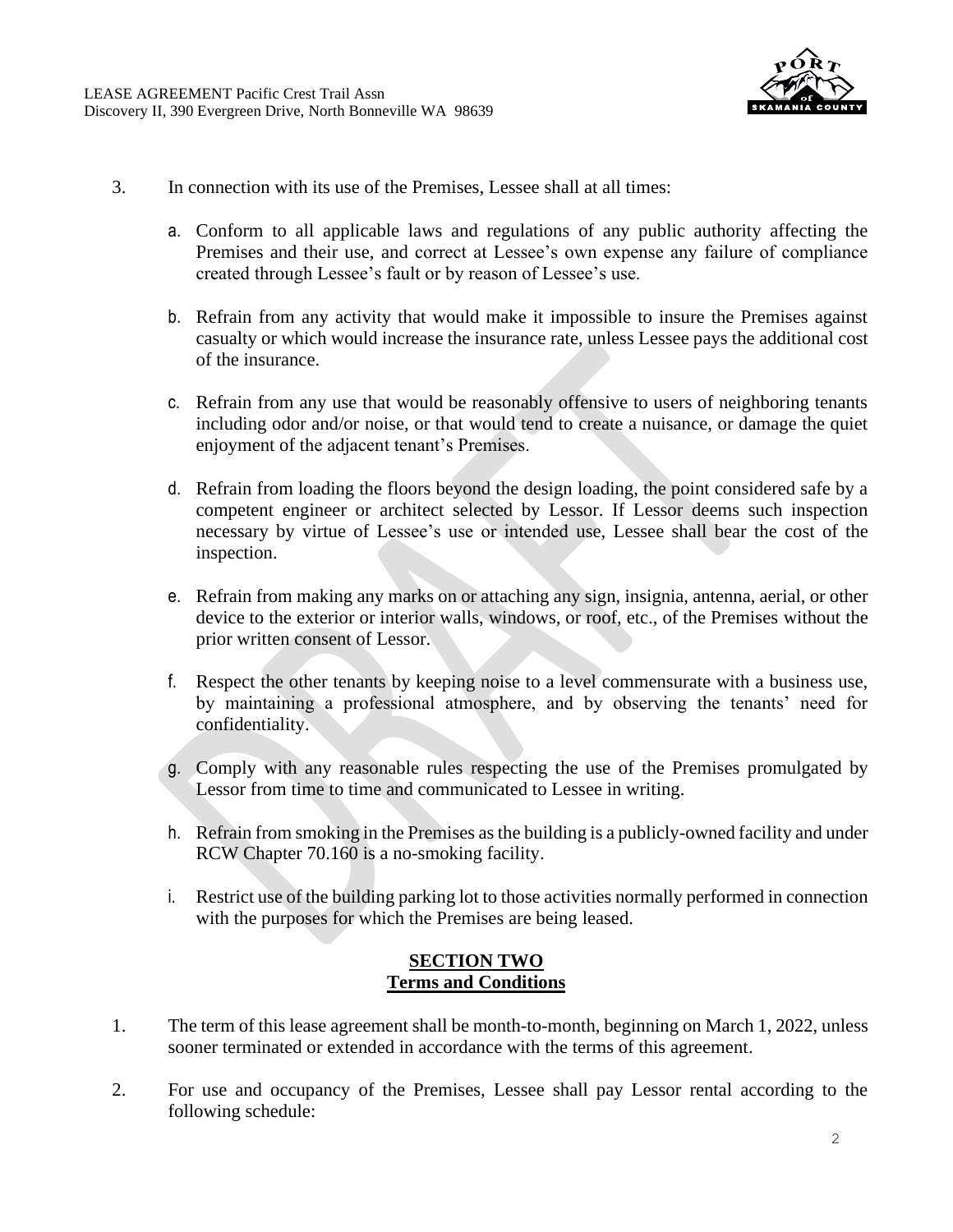3. In connection with its use of the Premises, Lessee shall at all times:

   a. Conform to all applicable laws and regulations of any public authority affecting the Premises and their use, and correct at Lessee's own expense any failure of compliance created through Lessee's fault or by reason of Lessee's use.

   b. Refrain from any activity that would make it impossible to insure the Premises against casualty or which would increase the insurance rate, unless Lessee pays the additional cost of the insurance.

   c. Refrain from any use that would be reasonably offensive to users of neighboring tenants including odor and/or noise, or that would tend to create a nuisance, or damage the quiet enjoyment of the adjacent tenant's Premises.

   d. Refrain from loading the floors beyond the design loading, the point considered safe by a competent engineer or architect selected by Lessor. If Lessor deems such inspection necessary by virtue of Lessee's use or intended use, Lessee shall bear the cost of the inspection.

   e. Refrain from making any marks on or attaching any sign, insignia, antenna, aerial, or other device to the exterior or interior walls, windows, or roof, etc., of the Premises without the prior written consent of Lessor.

   f. Respect the other tenants by keeping noise to a level commensurate with a business use, by maintaining a professional atmosphere, and by observing the tenants' need for confidentiality.

   g. Comply with any reasonable rules respecting the use of the Premises promulgated by Lessor from time to time and communicated to Lessee in writing.

   h. Refrain from smoking in the Premises as the building is a publicly-owned facility and under RCW Chapter 70.160 is a no-smoking facility.

   i. Restrict use of the building parking lot to those activities normally performed in connection with the purposes for which the Premises are being leased.

## SECTION TWO
## Terms and Conditions

1. The term of this lease agreement shall be month-to-month, beginning on March 1, 2022, unless sooner terminated or extended in accordance with the terms of this agreement.

2. For use and occupancy of the Premises, Lessee shall pay Lessor rental according to the following schedule: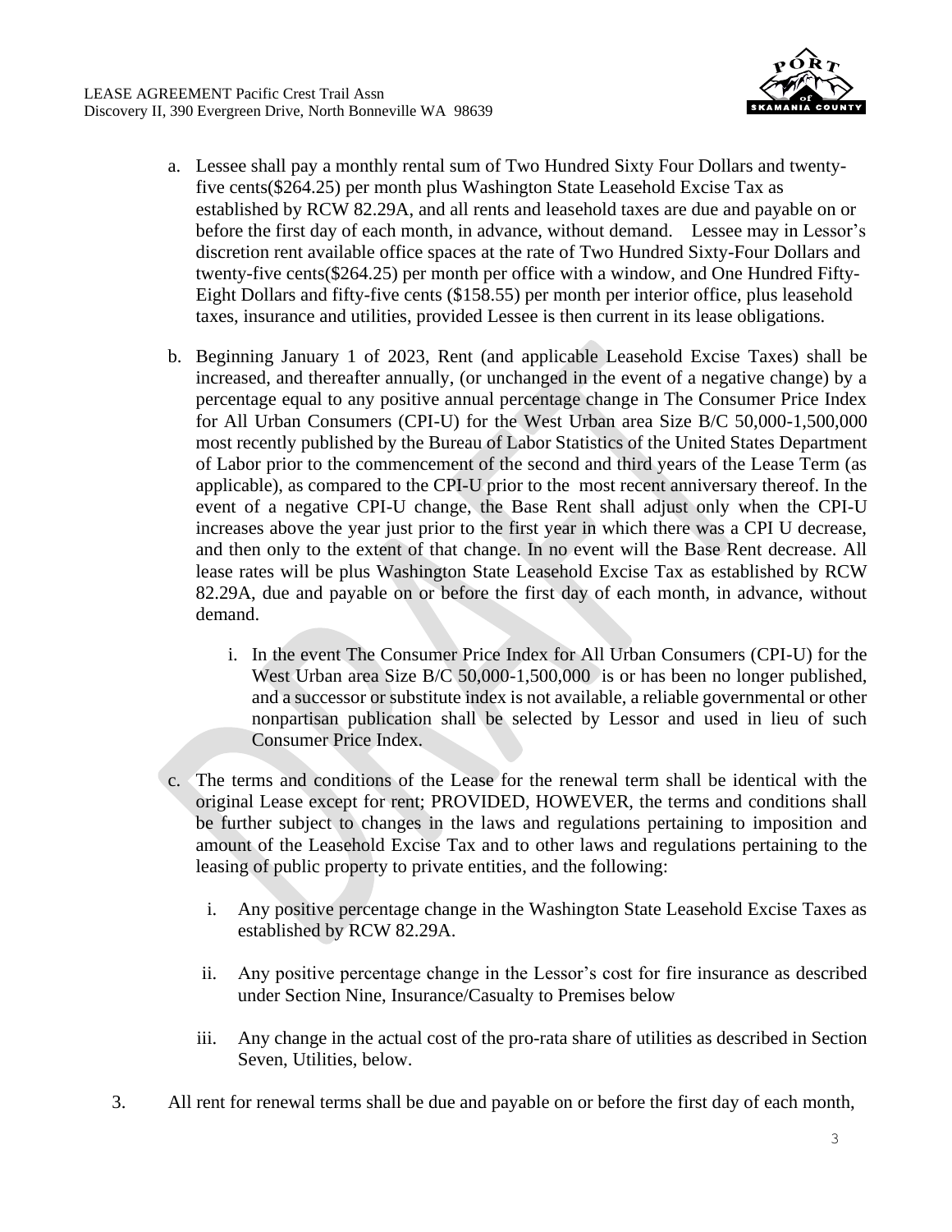a. Lessee shall pay a monthly rental sum of Two Hundred Sixty Four Dollars and twenty-five cents($264.25) per month plus Washington State Leasehold Excise Tax as established by RCW 82.29A, and all rents and leasehold taxes are due and payable on or before the first day of each month, in advance, without demand. Lessee may in Lessor's discretion rent available office spaces at the rate of Two Hundred Sixty-Four Dollars and twenty-five cents($264.25) per month per office with a window, and One Hundred Fifty-Eight Dollars and fifty-five cents ($158.55) per month per interior office, plus leasehold taxes, insurance and utilities, provided Lessee is then current in its lease obligations.

b. Beginning January 1 of 2023, Rent (and applicable Leasehold Excise Taxes) shall be increased, and thereafter annually, (or unchanged in the event of a negative change) by a percentage equal to any positive annual percentage change in The Consumer Price Index for All Urban Consumers (CPI-U) for the West Urban area Size B/C 50,000-1,500,000 most recently published by the Bureau of Labor Statistics of the United States Department of Labor prior to the commencement of the second and third years of the Lease Term (as applicable), as compared to the CPI-U prior to the most recent anniversary thereof. In the event of a negative CPI-U change, the Base Rent shall adjust only when the CPI-U increases above the year just prior to the first year in which there was a CPI U decrease, and then only to the extent of that change. In no event will the Base Rent decrease. All lease rates will be plus Washington State Leasehold Excise Tax as established by RCW 82.29A, due and payable on or before the first day of each month, in advance, without demand.

   i. In the event The Consumer Price Index for All Urban Consumers (CPI-U) for the West Urban area Size B/C 50,000-1,500,000 is or has been no longer published, and a successor or substitute index is not available, a reliable governmental or other nonpartisan publication shall be selected by Lessor and used in lieu of such Consumer Price Index.

c. The terms and conditions of the Lease for the renewal term shall be identical with the original Lease except for rent; PROVIDED, HOWEVER, the terms and conditions shall be further subject to changes in the laws and regulations pertaining to imposition and amount of the Leasehold Excise Tax and to other laws and regulations pertaining to the leasing of public property to private entities, and the following:

   i. Any positive percentage change in the Washington State Leasehold Excise Taxes as established by RCW 82.29A.

   ii. Any positive percentage change in the Lessor's cost for fire insurance as described under Section Nine, Insurance/Casualty to Premises below

   iii. Any change in the actual cost of the pro-rata share of utilities as described in Section Seven, Utilities, below.

3. All rent for renewal terms shall be due and payable on or before the first day of each month,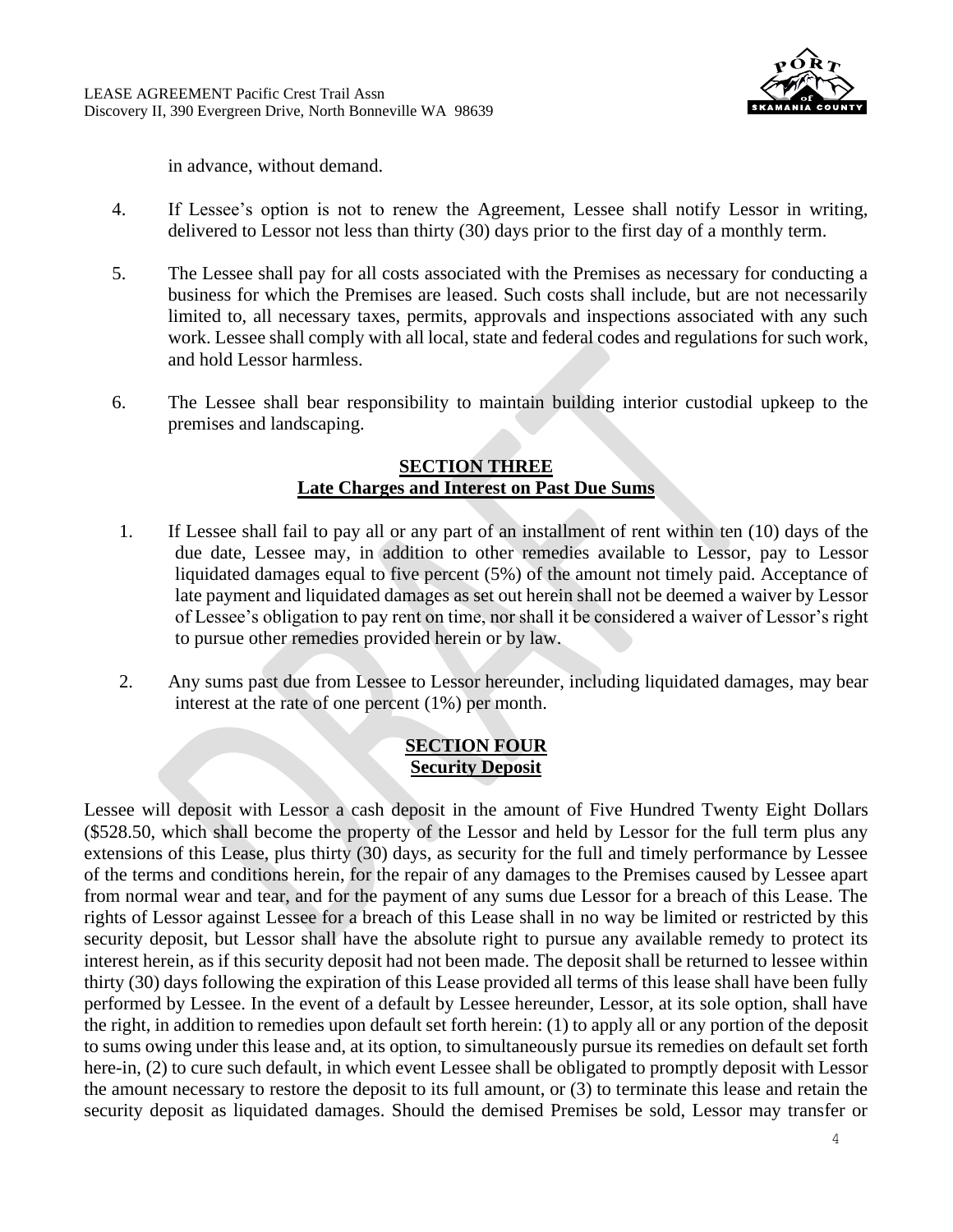in advance, without demand.

4. If Lessee's option is not to renew the Agreement, Lessee shall notify Lessor in writing, delivered to Lessor not less than thirty (30) days prior to the first day of a monthly term.

5. The Lessee shall pay for all costs associated with the Premises as necessary for conducting a business for which the Premises are leased. Such costs shall include, but are not necessarily limited to, all necessary taxes, permits, approvals and inspections associated with any such work. Lessee shall comply with all local, state and federal codes and regulations for such work, and hold Lessor harmless.

6. The Lessee shall bear responsibility to maintain building interior custodial upkeep to the premises and landscaping.

## SECTION THREE
## Late Charges and Interest on Past Due Sums

1. If Lessee shall fail to pay all or any part of an installment of rent within ten (10) days of the due date, Lessee may, in addition to other remedies available to Lessor, pay to Lessor liquidated damages equal to five percent (5%) of the amount not timely paid. Acceptance of late payment and liquidated damages as set out herein shall not be deemed a waiver by Lessor of Lessee's obligation to pay rent on time, nor shall it be considered a waiver of Lessor's right to pursue other remedies provided herein or by law.

2. Any sums past due from Lessee to Lessor hereunder, including liquidated damages, may bear interest at the rate of one percent (1%) per month.

## SECTION FOUR
## Security Deposit

Lessee will deposit with Lessor a cash deposit in the amount of Five Hundred Twenty Eight Dollars ($528.50, which shall become the property of the Lessor and held by Lessor for the full term plus any extensions of this Lease, plus thirty (30) days, as security for the full and timely performance by Lessee of the terms and conditions herein, for the repair of any damages to the Premises caused by Lessee apart from normal wear and tear, and for the payment of any sums due Lessor for a breach of this Lease. The rights of Lessor against Lessee for a breach of this Lease shall in no way be limited or restricted by this security deposit, but Lessor shall have the absolute right to pursue any available remedy to protect its interest herein, as if this security deposit had not been made. The deposit shall be returned to lessee within thirty (30) days following the expiration of this Lease provided all terms of this lease shall have been fully performed by Lessee. In the event of a default by Lessee hereunder, Lessor, at its sole option, shall have the right, in addition to remedies upon default set forth herein: (1) to apply all or any portion of the deposit to sums owing under this lease and, at its option, to simultaneously pursue its remedies on default set forth here-in, (2) to cure such default, in which event Lessee shall be obligated to promptly deposit with Lessor the amount necessary to restore the deposit to its full amount, or (3) to terminate this lease and retain the security deposit as liquidated damages. Should the demised Premises be sold, Lessor may transfer or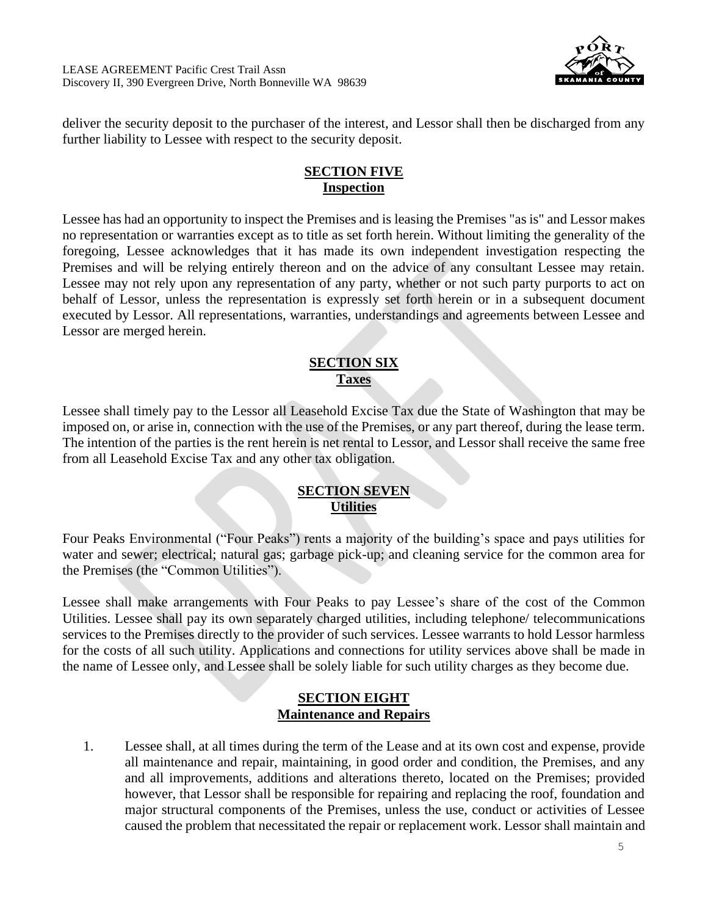deliver the security deposit to the purchaser of the interest, and Lessor shall then be discharged from any further liability to Lessee with respect to the security deposit.

## SECTION FIVE
## Inspection

Lessee has had an opportunity to inspect the Premises and is leasing the Premises "as is" and Lessor makes no representation or warranties except as to title as set forth herein. Without limiting the generality of the foregoing, Lessee acknowledges that it has made its own independent investigation respecting the Premises and will be relying entirely thereon and on the advice of any consultant Lessee may retain. Lessee may not rely upon any representation of any party, whether or not such party purports to act on behalf of Lessor, unless the representation is expressly set forth herein or in a subsequent document executed by Lessor. All representations, warranties, understandings and agreements between Lessee and Lessor are merged herein.

## SECTION SIX
## Taxes

Lessee shall timely pay to the Lessor all Leasehold Excise Tax due the State of Washington that may be imposed on, or arise in, connection with the use of the Premises, or any part thereof, during the lease term. The intention of the parties is the rent herein is net rental to Lessor, and Lessor shall receive the same free from all Leasehold Excise Tax and any other tax obligation.

## SECTION SEVEN
## Utilities

Four Peaks Environmental ("Four Peaks") rents a majority of the building's space and pays utilities for water and sewer; electrical; natural gas; garbage pick-up; and cleaning service for the common area for the Premises (the "Common Utilities").

Lessee shall make arrangements with Four Peaks to pay Lessee's share of the cost of the Common Utilities. Lessee shall pay its own separately charged utilities, including telephone/ telecommunications services to the Premises directly to the provider of such services. Lessee warrants to hold Lessor harmless for the costs of all such utility. Applications and connections for utility services above shall be made in the name of Lessee only, and Lessee shall be solely liable for such utility charges as they become due.

## SECTION EIGHT
## Maintenance and Repairs

1. Lessee shall, at all times during the term of the Lease and at its own cost and expense, provide all maintenance and repair, maintaining, in good order and condition, the Premises, and any and all improvements, additions and alterations thereto, located on the Premises; provided however, that Lessor shall be responsible for repairing and replacing the roof, foundation and major structural components of the Premises, unless the use, conduct or activities of Lessee caused the problem that necessitated the repair or replacement work. Lessor shall maintain and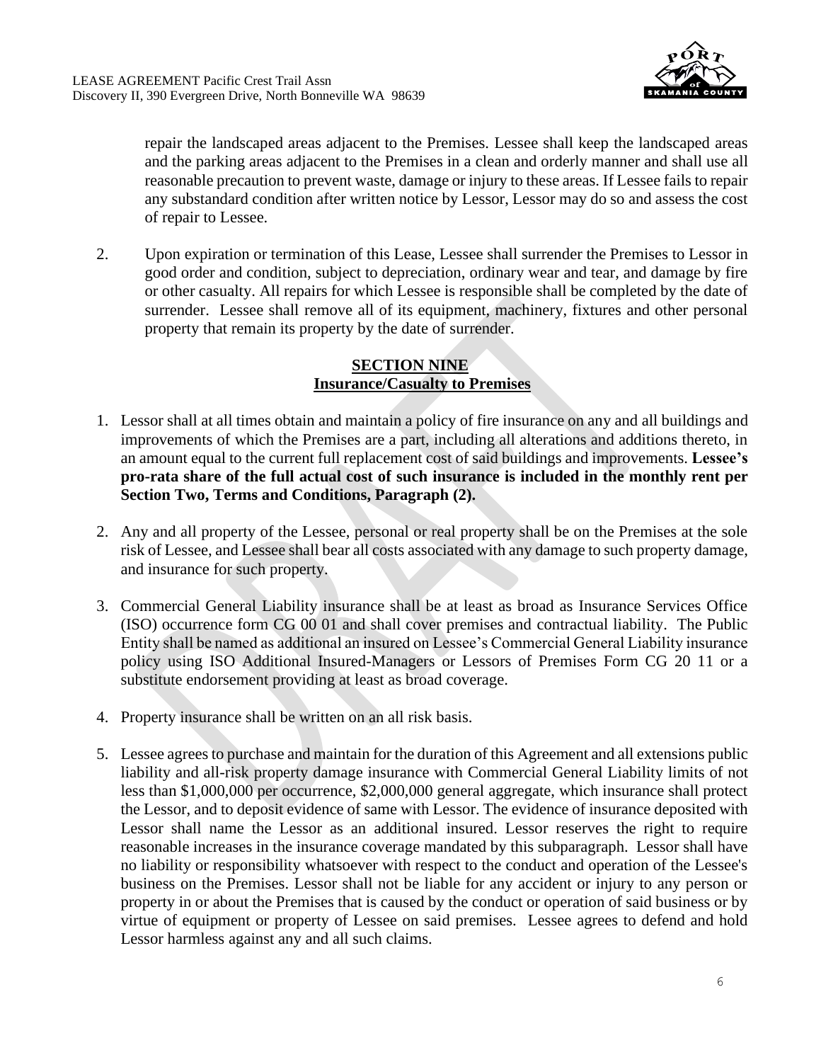repair the landscaped areas adjacent to the Premises. Lessee shall keep the landscaped areas and the parking areas adjacent to the Premises in a clean and orderly manner and shall use all reasonable precaution to prevent waste, damage or injury to these areas. If Lessee fails to repair any substandard condition after written notice by Lessor, Lessor may do so and assess the cost of repair to Lessee.

2. Upon expiration or termination of this Lease, Lessee shall surrender the Premises to Lessor in good order and condition, subject to depreciation, ordinary wear and tear, and damage by fire or other casualty. All repairs for which Lessee is responsible shall be completed by the date of surrender. Lessee shall remove all of its equipment, machinery, fixtures and other personal property that remain its property by the date of surrender.

## SECTION NINE
## Insurance/Casualty to Premises

1. Lessor shall at all times obtain and maintain a policy of fire insurance on any and all buildings and improvements of which the Premises are a part, including all alterations and additions thereto, in an amount equal to the current full replacement cost of said buildings and improvements. **Lessee's pro-rata share of the full actual cost of such insurance is included in the monthly rent per Section Two, Terms and Conditions, Paragraph (2).**

2. Any and all property of the Lessee, personal or real property shall be on the Premises at the sole risk of Lessee, and Lessee shall bear all costs associated with any damage to such property damage, and insurance for such property.

3. Commercial General Liability insurance shall be at least as broad as Insurance Services Office (ISO) occurrence form CG 00 01 and shall cover premises and contractual liability. The Public Entity shall be named as additional an insured on Lessee's Commercial General Liability insurance policy using ISO Additional Insured-Managers or Lessors of Premises Form CG 20 11 or a substitute endorsement providing at least as broad coverage.

4. Property insurance shall be written on an all risk basis.

5. Lessee agrees to purchase and maintain for the duration of this Agreement and all extensions public liability and all-risk property damage insurance with Commercial General Liability limits of not less than $1,000,000 per occurrence, $2,000,000 general aggregate, which insurance shall protect the Lessor, and to deposit evidence of same with Lessor. The evidence of insurance deposited with Lessor shall name the Lessor as an additional insured. Lessor reserves the right to require reasonable increases in the insurance coverage mandated by this subparagraph. Lessor shall have no liability or responsibility whatsoever with respect to the conduct and operation of the Lessee's business on the Premises. Lessor shall not be liable for any accident or injury to any person or property in or about the Premises that is caused by the conduct or operation of said business or by virtue of equipment or property of Lessee on said premises. Lessee agrees to defend and hold Lessor harmless against any and all such claims.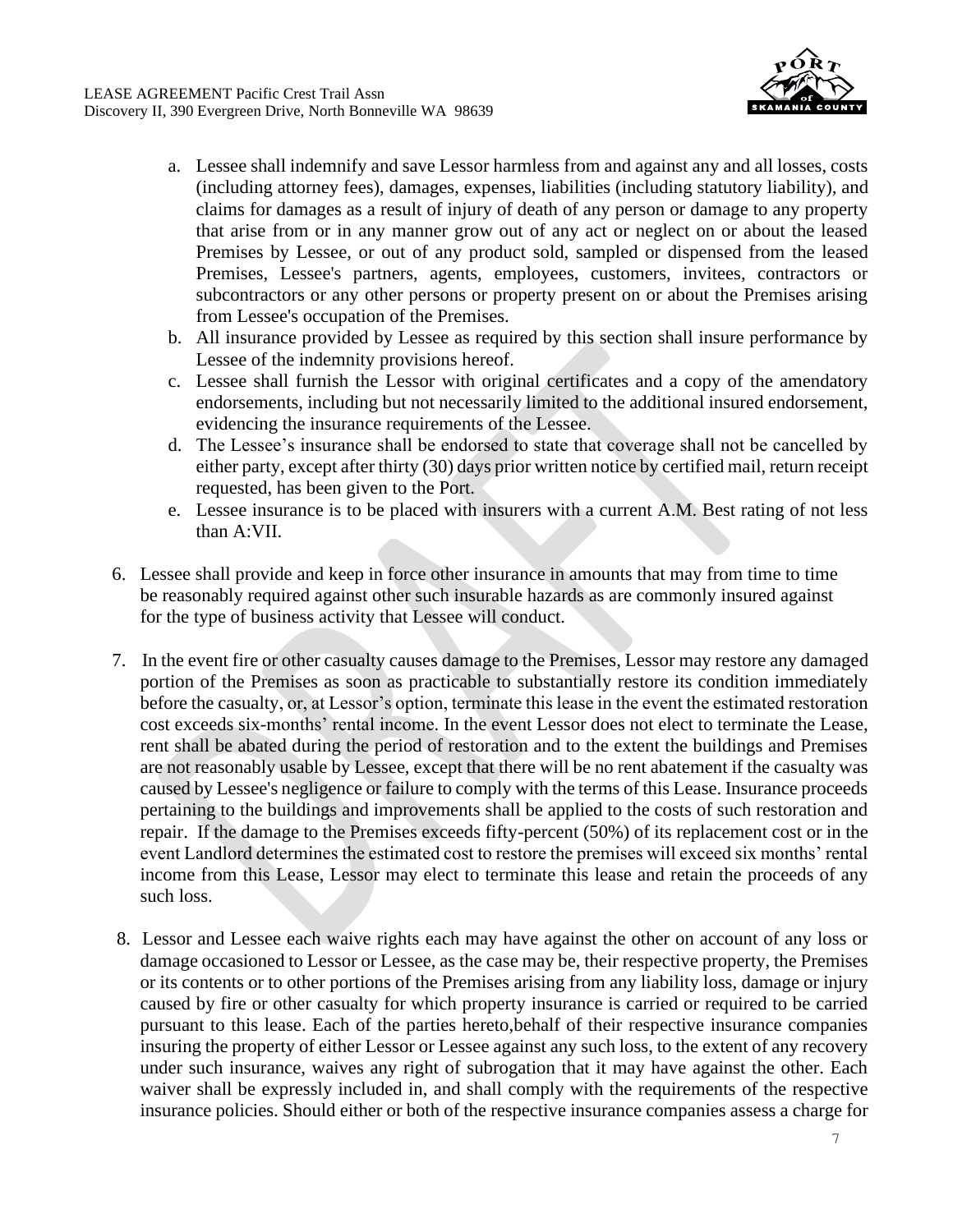a. Lessee shall indemnify and save Lessor harmless from and against any and all losses, costs (including attorney fees), damages, expenses, liabilities (including statutory liability), and claims for damages as a result of injury of death of any person or damage to any property that arise from or in any manner grow out of any act or neglect on or about the leased Premises by Lessee, or out of any product sold, sampled or dispensed from the leased Premises, Lessee's partners, agents, employees, customers, invitees, contractors or subcontractors or any other persons or property present on or about the Premises arising from Lessee's occupation of the Premises.

b. All insurance provided by Lessee as required by this section shall insure performance by Lessee of the indemnity provisions hereof.

c. Lessee shall furnish the Lessor with original certificates and a copy of the amendatory endorsements, including but not necessarily limited to the additional insured endorsement, evidencing the insurance requirements of the Lessee.

d. The Lessee's insurance shall be endorsed to state that coverage shall not be cancelled by either party, except after thirty (30) days prior written notice by certified mail, return receipt requested, has been given to the Port.

e. Lessee insurance is to be placed with insurers with a current A.M. Best rating of not less than A:VII.

6. Lessee shall provide and keep in force other insurance in amounts that may from time to time be reasonably required against other such insurable hazards as are commonly insured against for the type of business activity that Lessee will conduct.

7. In the event fire or other casualty causes damage to the Premises, Lessor may restore any damaged portion of the Premises as soon as practicable to substantially restore its condition immediately before the casualty, or, at Lessor's option, terminate this lease in the event the estimated restoration cost exceeds six-months' rental income. In the event Lessor does not elect to terminate the Lease, rent shall be abated during the period of restoration and to the extent the buildings and Premises are not reasonably usable by Lessee, except that there will be no rent abatement if the casualty was caused by Lessee's negligence or failure to comply with the terms of this Lease. Insurance proceeds pertaining to the buildings and improvements shall be applied to the costs of such restoration and repair. If the damage to the Premises exceeds fifty-percent (50%) of its replacement cost or in the event Landlord determines the estimated cost to restore the premises will exceed six months' rental income from this Lease, Lessor may elect to terminate this lease and retain the proceeds of any such loss.

8. Lessor and Lessee each waive rights each may have against the other on account of any loss or damage occasioned to Lessor or Lessee, as the case may be, their respective property, the Premises or its contents or to other portions of the Premises arising from any liability loss, damage or injury caused by fire or other casualty for which property insurance is carried or required to be carried pursuant to this lease. Each of the parties hereto,behalf of their respective insurance companies insuring the property of either Lessor or Lessee against any such loss, to the extent of any recovery under such insurance, waives any right of subrogation that it may have against the other. Each waiver shall be expressly included in, and shall comply with the requirements of the respective insurance policies. Should either or both of the respective insurance companies assess a charge for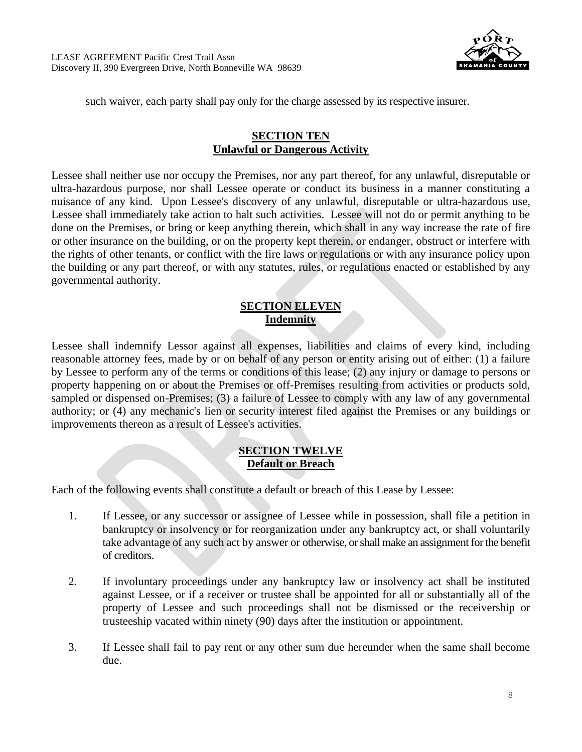such waiver, each party shall pay only for the charge assessed by its respective insurer.

## SECTION TEN
## Unlawful or Dangerous Activity

Lessee shall neither use nor occupy the Premises, nor any part thereof, for any unlawful, disreputable or ultra-hazardous purpose, nor shall Lessee operate or conduct its business in a manner constituting a nuisance of any kind. Upon Lessee's discovery of any unlawful, disreputable or ultra-hazardous use, Lessee shall immediately take action to halt such activities. Lessee will not do or permit anything to be done on the Premises, or bring or keep anything therein, which shall in any way increase the rate of fire or other insurance on the building, or on the property kept therein, or endanger, obstruct or interfere with the rights of other tenants, or conflict with the fire laws or regulations or with any insurance policy upon the building or any part thereof, or with any statutes, rules, or regulations enacted or established by any governmental authority.

## SECTION ELEVEN
## Indemnity

Lessee shall indemnify Lessor against all expenses, liabilities and claims of every kind, including reasonable attorney fees, made by or on behalf of any person or entity arising out of either: (1) a failure by Lessee to perform any of the terms or conditions of this lease; (2) any injury or damage to persons or property happening on or about the Premises or off-Premises resulting from activities or products sold, sampled or dispensed on-Premises; (3) a failure of Lessee to comply with any law of any governmental authority; or (4) any mechanic's lien or security interest filed against the Premises or any buildings or improvements thereon as a result of Lessee's activities.

## SECTION TWELVE
## Default or Breach

Each of the following events shall constitute a default or breach of this Lease by Lessee:

1. If Lessee, or any successor or assignee of Lessee while in possession, shall file a petition in bankruptcy or insolvency or for reorganization under any bankruptcy act, or shall voluntarily take advantage of any such act by answer or otherwise, or shall make an assignment for the benefit of creditors.

2. If involuntary proceedings under any bankruptcy law or insolvency act shall be instituted against Lessee, or if a receiver or trustee shall be appointed for all or substantially all of the property of Lessee and such proceedings shall not be dismissed or the receivership or trusteeship vacated within ninety (90) days after the institution or appointment.

3. If Lessee shall fail to pay rent or any other sum due hereunder when the same shall become due.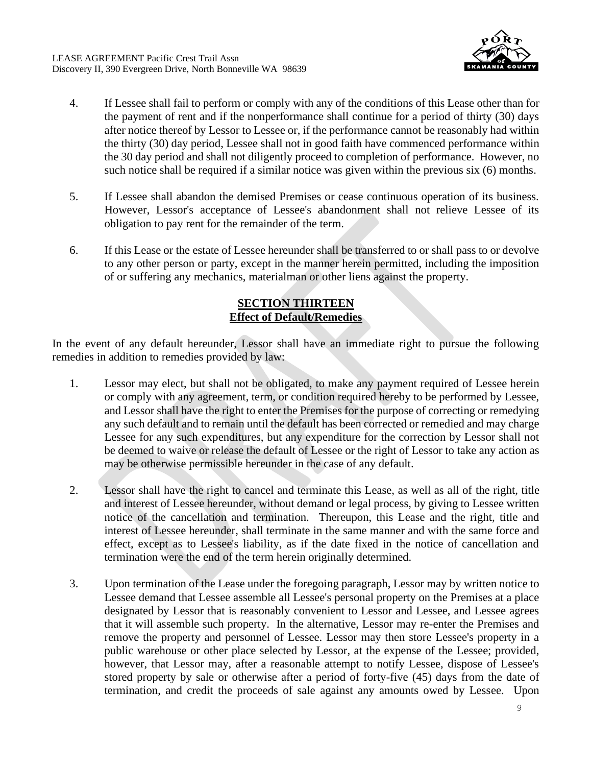4. If Lessee shall fail to perform or comply with any of the conditions of this Lease other than for the payment of rent and if the nonperformance shall continue for a period of thirty (30) days after notice thereof by Lessor to Lessee or, if the performance cannot be reasonably had within the thirty (30) day period, Lessee shall not in good faith have commenced performance within the 30 day period and shall not diligently proceed to completion of performance. However, no such notice shall be required if a similar notice was given within the previous six (6) months.

5. If Lessee shall abandon the demised Premises or cease continuous operation of its business. However, Lessor's acceptance of Lessee's abandonment shall not relieve Lessee of its obligation to pay rent for the remainder of the term.

6. If this Lease or the estate of Lessee hereunder shall be transferred to or shall pass to or devolve to any other person or party, except in the manner herein permitted, including the imposition of or suffering any mechanics, materialman or other liens against the property.

## SECTION THIRTEEN
## Effect of Default/Remedies

In the event of any default hereunder, Lessor shall have an immediate right to pursue the following remedies in addition to remedies provided by law:

1. Lessor may elect, but shall not be obligated, to make any payment required of Lessee herein or comply with any agreement, term, or condition required hereby to be performed by Lessee, and Lessor shall have the right to enter the Premises for the purpose of correcting or remedying any such default and to remain until the default has been corrected or remedied and may charge Lessee for any such expenditures, but any expenditure for the correction by Lessor shall not be deemed to waive or release the default of Lessee or the right of Lessor to take any action as may be otherwise permissible hereunder in the case of any default.

2. Lessor shall have the right to cancel and terminate this Lease, as well as all of the right, title and interest of Lessee hereunder, without demand or legal process, by giving to Lessee written notice of the cancellation and termination. Thereupon, this Lease and the right, title and interest of Lessee hereunder, shall terminate in the same manner and with the same force and effect, except as to Lessee's liability, as if the date fixed in the notice of cancellation and termination were the end of the term herein originally determined.

3. Upon termination of the Lease under the foregoing paragraph, Lessor may by written notice to Lessee demand that Lessee assemble all Lessee's personal property on the Premises at a place designated by Lessor that is reasonably convenient to Lessor and Lessee, and Lessee agrees that it will assemble such property. In the alternative, Lessor may re-enter the Premises and remove the property and personnel of Lessee. Lessor may then store Lessee's property in a public warehouse or other place selected by Lessor, at the expense of the Lessee; provided, however, that Lessor may, after a reasonable attempt to notify Lessee, dispose of Lessee's stored property by sale or otherwise after a period of forty-five (45) days from the date of termination, and credit the proceeds of sale against any amounts owed by Lessee. Upon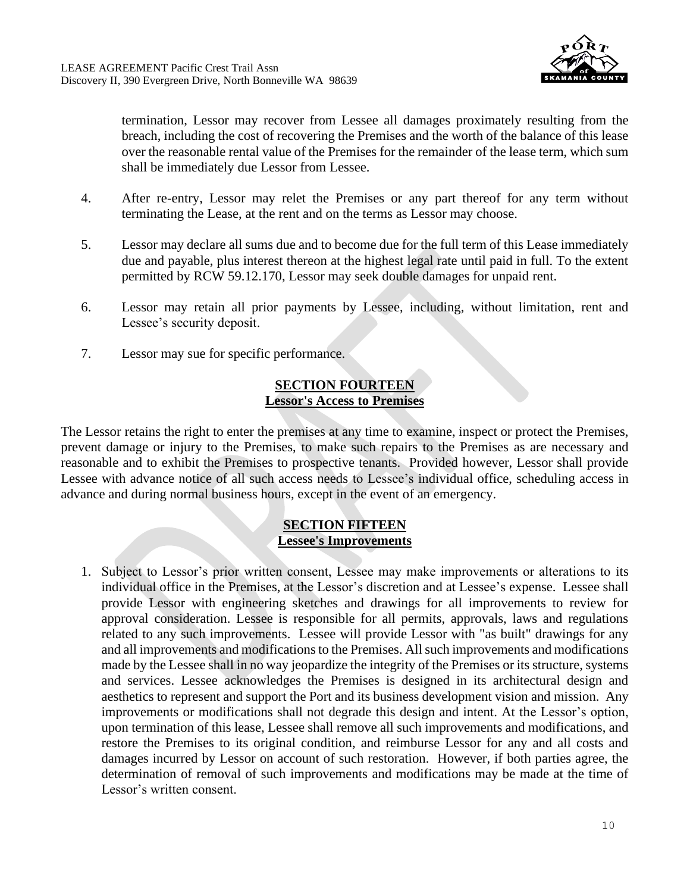termination, Lessor may recover from Lessee all damages proximately resulting from the breach, including the cost of recovering the Premises and the worth of the balance of this lease over the reasonable rental value of the Premises for the remainder of the lease term, which sum shall be immediately due Lessor from Lessee.

4. After re-entry, Lessor may relet the Premises or any part thereof for any term without terminating the Lease, at the rent and on the terms as Lessor may choose.

5. Lessor may declare all sums due and to become due for the full term of this Lease immediately due and payable, plus interest thereon at the highest legal rate until paid in full. To the extent permitted by RCW 59.12.170, Lessor may seek double damages for unpaid rent.

6. Lessor may retain all prior payments by Lessee, including, without limitation, rent and Lessee's security deposit.

7. Lessor may sue for specific performance.

## SECTION FOURTEEN
## Lessor's Access to Premises

The Lessor retains the right to enter the premises at any time to examine, inspect or protect the Premises, prevent damage or injury to the Premises, to make such repairs to the Premises as are necessary and reasonable and to exhibit the Premises to prospective tenants. Provided however, Lessor shall provide Lessee with advance notice of all such access needs to Lessee's individual office, scheduling access in advance and during normal business hours, except in the event of an emergency.

## SECTION FIFTEEN
## Lessee's Improvements

1. Subject to Lessor's prior written consent, Lessee may make improvements or alterations to its individual office in the Premises, at the Lessor's discretion and at Lessee's expense. Lessee shall provide Lessor with engineering sketches and drawings for all improvements to review for approval consideration. Lessee is responsible for all permits, approvals, laws and regulations related to any such improvements. Lessee will provide Lessor with "as built" drawings for any and all improvements and modifications to the Premises. All such improvements and modifications made by the Lessee shall in no way jeopardize the integrity of the Premises or its structure, systems and services. Lessee acknowledges the Premises is designed in its architectural design and aesthetics to represent and support the Port and its business development vision and mission. Any improvements or modifications shall not degrade this design and intent. At the Lessor's option, upon termination of this lease, Lessee shall remove all such improvements and modifications, and restore the Premises to its original condition, and reimburse Lessor for any and all costs and damages incurred by Lessor on account of such restoration. However, if both parties agree, the determination of removal of such improvements and modifications may be made at the time of Lessor's written consent.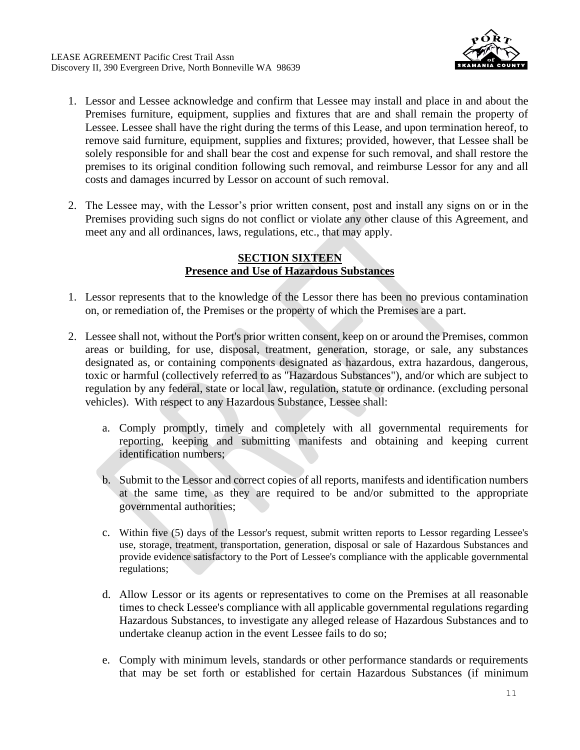1. Lessor and Lessee acknowledge and confirm that Lessee may install and place in and about the Premises furniture, equipment, supplies and fixtures that are and shall remain the property of Lessee. Lessee shall have the right during the terms of this Lease, and upon termination hereof, to remove said furniture, equipment, supplies and fixtures; provided, however, that Lessee shall be solely responsible for and shall bear the cost and expense for such removal, and shall restore the premises to its original condition following such removal, and reimburse Lessor for any and all costs and damages incurred by Lessor on account of such removal.

2. The Lessee may, with the Lessor's prior written consent, post and install any signs on or in the Premises providing such signs do not conflict or violate any other clause of this Agreement, and meet any and all ordinances, laws, regulations, etc., that may apply.

## SECTION SIXTEEN
## Presence and Use of Hazardous Substances

1. Lessor represents that to the knowledge of the Lessor there has been no previous contamination on, or remediation of, the Premises or the property of which the Premises are a part.

2. Lessee shall not, without the Port's prior written consent, keep on or around the Premises, common areas or building, for use, disposal, treatment, generation, storage, or sale, any substances designated as, or containing components designated as hazardous, extra hazardous, dangerous, toxic or harmful (collectively referred to as "Hazardous Substances"), and/or which are subject to regulation by any federal, state or local law, regulation, statute or ordinance. (excluding personal vehicles). With respect to any Hazardous Substance, Lessee shall:

   a. Comply promptly, timely and completely with all governmental requirements for reporting, keeping and submitting manifests and obtaining and keeping current identification numbers;

   b. Submit to the Lessor and correct copies of all reports, manifests and identification numbers at the same time, as they are required to be and/or submitted to the appropriate governmental authorities;

   c. Within five (5) days of the Lessor's request, submit written reports to Lessor regarding Lessee's use, storage, treatment, transportation, generation, disposal or sale of Hazardous Substances and provide evidence satisfactory to the Port of Lessee's compliance with the applicable governmental regulations;

   d. Allow Lessor or its agents or representatives to come on the Premises at all reasonable times to check Lessee's compliance with all applicable governmental regulations regarding Hazardous Substances, to investigate any alleged release of Hazardous Substances and to undertake cleanup action in the event Lessee fails to do so;

   e. Comply with minimum levels, standards or other performance standards or requirements that may be set forth or established for certain Hazardous Substances (if minimum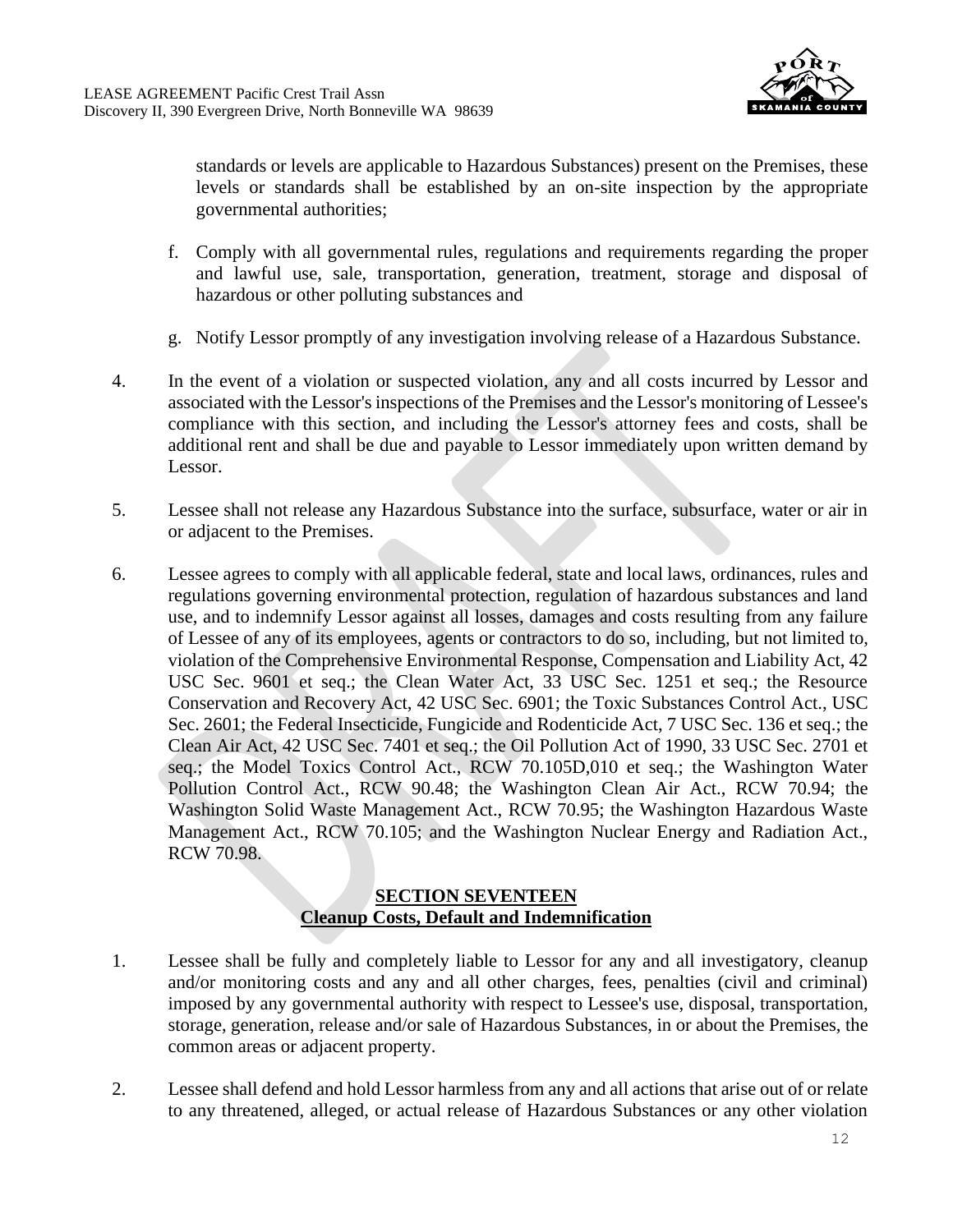standards or levels are applicable to Hazardous Substances) present on the Premises, these levels or standards shall be established by an on-site inspection by the appropriate governmental authorities;

f. Comply with all governmental rules, regulations and requirements regarding the proper and lawful use, sale, transportation, generation, treatment, storage and disposal of hazardous or other polluting substances and

g. Notify Lessor promptly of any investigation involving release of a Hazardous Substance.

4. In the event of a violation or suspected violation, any and all costs incurred by Lessor and associated with the Lessor's inspections of the Premises and the Lessor's monitoring of Lessee's compliance with this section, and including the Lessor's attorney fees and costs, shall be additional rent and shall be due and payable to Lessor immediately upon written demand by Lessor.

5. Lessee shall not release any Hazardous Substance into the surface, subsurface, water or air in or adjacent to the Premises.

6. Lessee agrees to comply with all applicable federal, state and local laws, ordinances, rules and regulations governing environmental protection, regulation of hazardous substances and land use, and to indemnify Lessor against all losses, damages and costs resulting from any failure of Lessee of any of its employees, agents or contractors to do so, including, but not limited to, violation of the Comprehensive Environmental Response, Compensation and Liability Act, 42 USC Sec. 9601 et seq.; the Clean Water Act, 33 USC Sec. 1251 et seq.; the Resource Conservation and Recovery Act, 42 USC Sec. 6901; the Toxic Substances Control Act., USC Sec. 2601; the Federal Insecticide, Fungicide and Rodenticide Act, 7 USC Sec. 136 et seq.; the Clean Air Act, 42 USC Sec. 7401 et seq.; the Oil Pollution Act of 1990, 33 USC Sec. 2701 et seq.; the Model Toxics Control Act., RCW 70.105D,010 et seq.; the Washington Water Pollution Control Act., RCW 90.48; the Washington Clean Air Act., RCW 70.94; the Washington Solid Waste Management Act., RCW 70.95; the Washington Hazardous Waste Management Act., RCW 70.105; and the Washington Nuclear Energy and Radiation Act., RCW 70.98.

## SECTION SEVENTEEN
## Cleanup Costs, Default and Indemnification

1. Lessee shall be fully and completely liable to Lessor for any and all investigatory, cleanup and/or monitoring costs and any and all other charges, fees, penalties (civil and criminal) imposed by any governmental authority with respect to Lessee's use, disposal, transportation, storage, generation, release and/or sale of Hazardous Substances, in or about the Premises, the common areas or adjacent property.

2. Lessee shall defend and hold Lessor harmless from any and all actions that arise out of or relate to any threatened, alleged, or actual release of Hazardous Substances or any other violation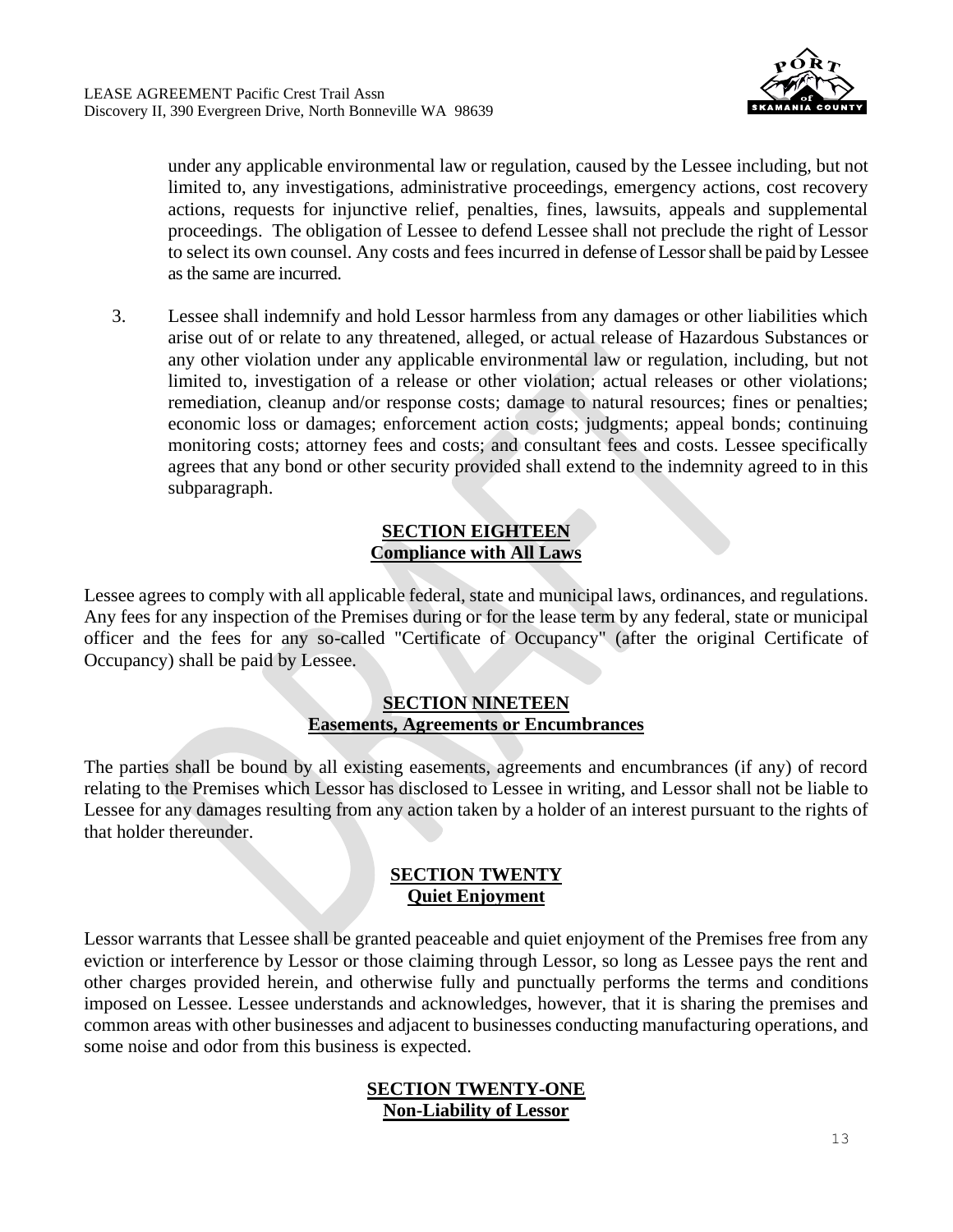under any applicable environmental law or regulation, caused by the Lessee including, but not limited to, any investigations, administrative proceedings, emergency actions, cost recovery actions, requests for injunctive relief, penalties, fines, lawsuits, appeals and supplemental proceedings. The obligation of Lessee to defend Lessee shall not preclude the right of Lessor to select its own counsel. Any costs and fees incurred in defense of Lessor shall be paid by Lessee as the same are incurred.

3. Lessee shall indemnify and hold Lessor harmless from any damages or other liabilities which arise out of or relate to any threatened, alleged, or actual release of Hazardous Substances or any other violation under any applicable environmental law or regulation, including, but not limited to, investigation of a release or other violation; actual releases or other violations; remediation, cleanup and/or response costs; damage to natural resources; fines or penalties; economic loss or damages; enforcement action costs; judgments; appeal bonds; continuing monitoring costs; attorney fees and costs; and consultant fees and costs. Lessee specifically agrees that any bond or other security provided shall extend to the indemnity agreed to in this subparagraph.

## SECTION EIGHTEEN
## Compliance with All Laws

Lessee agrees to comply with all applicable federal, state and municipal laws, ordinances, and regulations. Any fees for any inspection of the Premises during or for the lease term by any federal, state or municipal officer and the fees for any so-called "Certificate of Occupancy" (after the original Certificate of Occupancy) shall be paid by Lessee.

## SECTION NINETEEN
## Easements, Agreements or Encumbrances

The parties shall be bound by all existing easements, agreements and encumbrances (if any) of record relating to the Premises which Lessor has disclosed to Lessee in writing, and Lessor shall not be liable to Lessee for any damages resulting from any action taken by a holder of an interest pursuant to the rights of that holder thereunder.

## SECTION TWENTY
## Quiet Enjoyment

Lessor warrants that Lessee shall be granted peaceable and quiet enjoyment of the Premises free from any eviction or interference by Lessor or those claiming through Lessor, so long as Lessee pays the rent and other charges provided herein, and otherwise fully and punctually performs the terms and conditions imposed on Lessee. Lessee understands and acknowledges, however, that it is sharing the premises and common areas with other businesses and adjacent to businesses conducting manufacturing operations, and some noise and odor from this business is expected.

## SECTION TWENTY-ONE
## Non-Liability of Lessor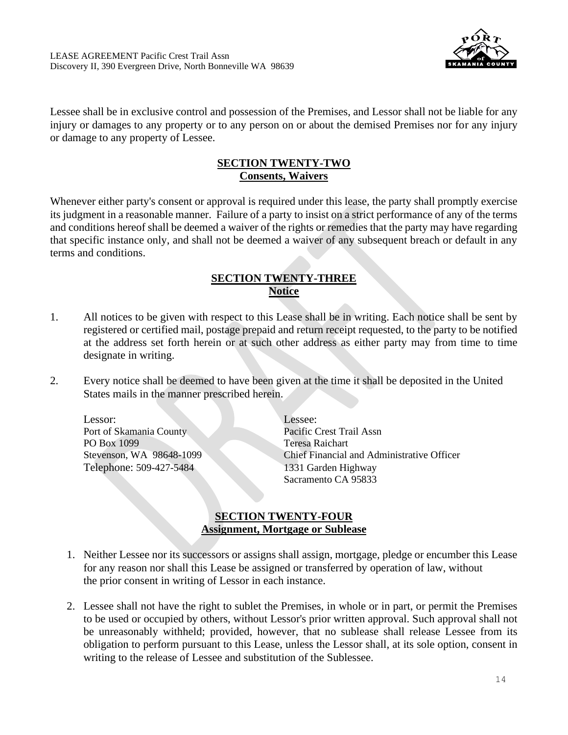Lessee shall be in exclusive control and possession of the Premises, and Lessor shall not be liable for any injury or damages to any property or to any person on or about the demised Premises nor for any injury or damage to any property of Lessee.

## SECTION TWENTY-TWO
## Consents, Waivers

Whenever either party's consent or approval is required under this lease, the party shall promptly exercise its judgment in a reasonable manner. Failure of a party to insist on a strict performance of any of the terms and conditions hereof shall be deemed a waiver of the rights or remedies that the party may have regarding that specific instance only, and shall not be deemed a waiver of any subsequent breach or default in any terms and conditions.

## SECTION TWENTY-THREE
## Notice

1. All notices to be given with respect to this Lease shall be in writing. Each notice shall be sent by registered or certified mail, postage prepaid and return receipt requested, to the party to be notified at the address set forth herein or at such other address as either party may from time to time designate in writing.

2. Every notice shall be deemed to have been given at the time it shall be deposited in the United States mails in the manner prescribed herein.

Lessor:
Port of Skamania County
PO Box 1099
Stevenson, WA 98648-1099
Telephone: 509-427-5484

Lessee:
Pacific Crest Trail Assn
Teresa Raichart
Chief Financial and Administrative Officer
1331 Garden Highway
Sacramento CA 95833

## SECTION TWENTY-FOUR
## Assignment, Mortgage or Sublease

1. Neither Lessee nor its successors or assigns shall assign, mortgage, pledge or encumber this Lease for any reason nor shall this Lease be assigned or transferred by operation of law, without the prior consent in writing of Lessor in each instance.

2. Lessee shall not have the right to sublet the Premises, in whole or in part, or permit the Premises to be used or occupied by others, without Lessor's prior written approval. Such approval shall not be unreasonably withheld; provided, however, that no sublease shall release Lessee from its obligation to perform pursuant to this Lease, unless the Lessor shall, at its sole option, consent in writing to the release of Lessee and substitution of the Sublessee.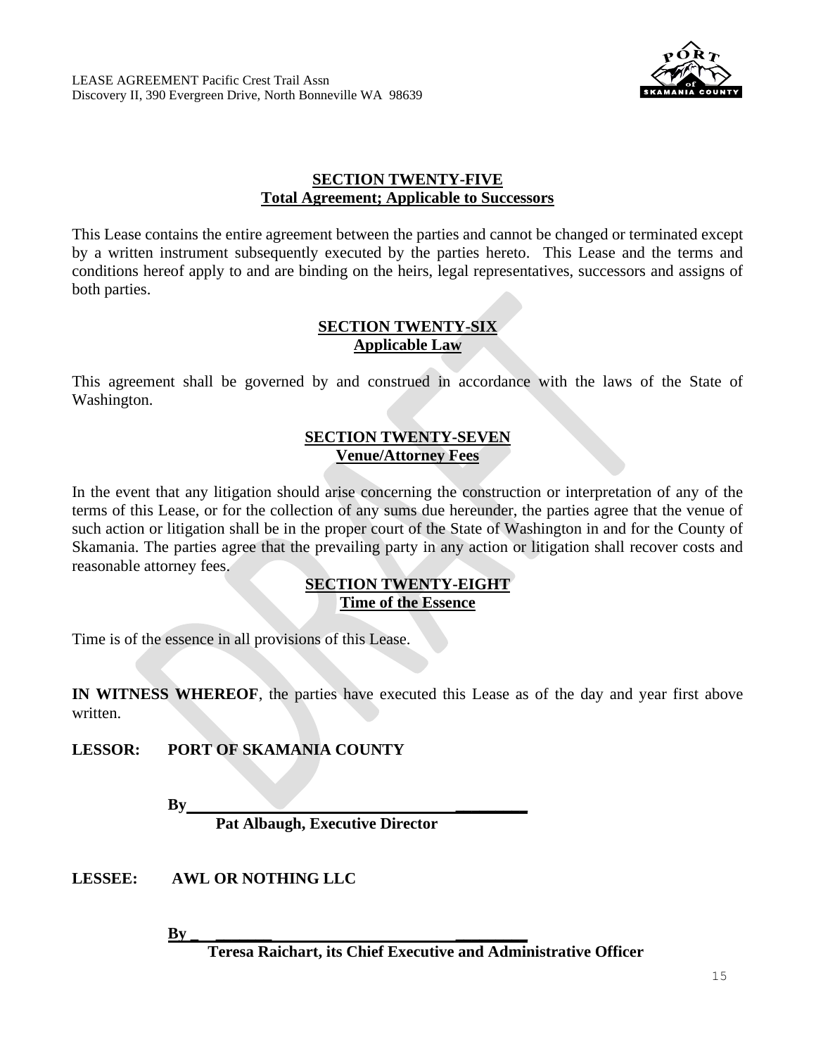## SECTION TWENTY-FIVE
## Total Agreement; Applicable to Successors

This Lease contains the entire agreement between the parties and cannot be changed or terminated except by a written instrument subsequently executed by the parties hereto. This Lease and the terms and conditions hereof apply to and are binding on the heirs, legal representatives, successors and assigns of both parties.

## SECTION TWENTY-SIX
## Applicable Law

This agreement shall be governed by and construed in accordance with the laws of the State of Washington.

## SECTION TWENTY-SEVEN
## Venue/Attorney Fees

In the event that any litigation should arise concerning the construction or interpretation of any of the terms of this Lease, or for the collection of any sums due hereunder, the parties agree that the venue of such action or litigation shall be in the proper court of the State of Washington in and for the County of Skamania. The parties agree that the prevailing party in any action or litigation shall recover costs and reasonable attorney fees.

## SECTION TWENTY-EIGHT
## Time of the Essence

Time is of the essence in all provisions of this Lease.

**IN WITNESS WHEREOF**, the parties have executed this Lease as of the day and year first above written.

**LESSOR: PORT OF SKAMANIA COUNTY**

**By\_\_\_\_\_\_\_\_\_\_\_\_\_\_\_\_\_\_\_\_\_\_\_\_\_\_\_\_\_\_\_\_\_\_\_\_\_\_**
**Pat Albaugh, Executive Director**

**LESSEE: AWL OR NOTHING LLC**

**By \_\_\_\_\_\_\_\_\_\_\_\_\_\_\_\_\_\_\_\_\_\_\_\_\_\_\_\_\_\_\_\_\_\_\_\_\_**
**Teresa Raichart, its Chief Executive and Administrative Officer**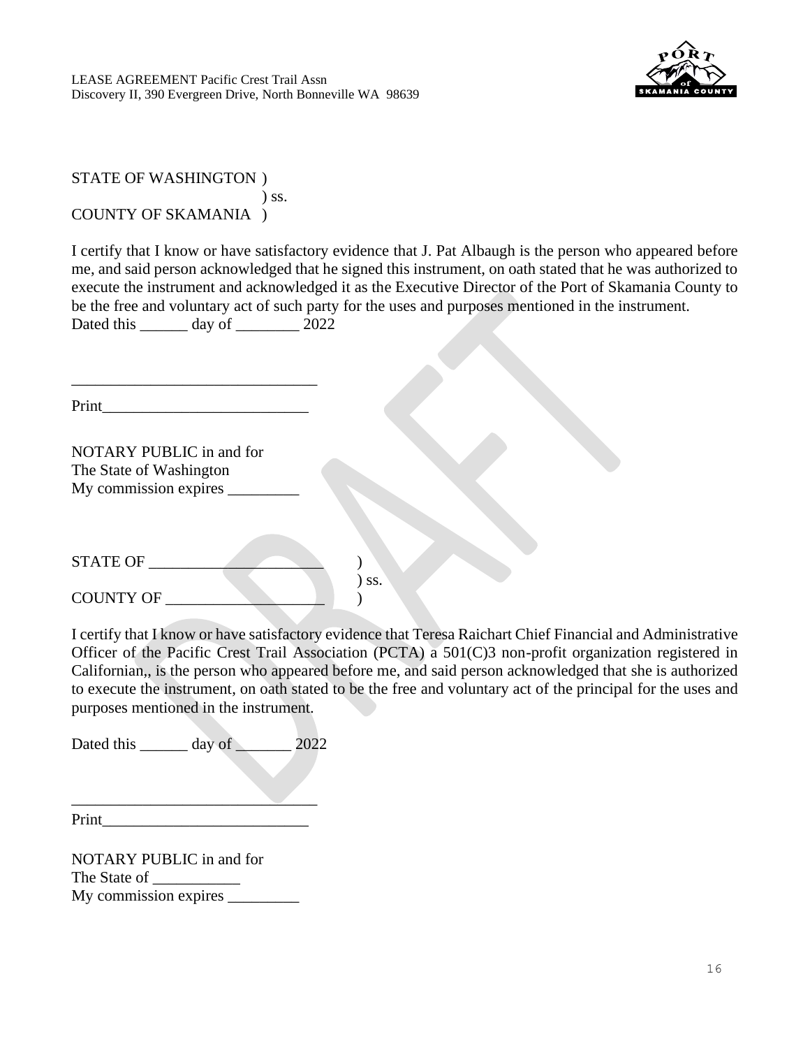STATE OF WASHINGTON )
) ss.
COUNTY OF SKAMANIA )

I certify that I know or have satisfactory evidence that J. Pat Albaugh is the person who appeared before me, and said person acknowledged that he signed this instrument, on oath stated that he was authorized to execute the instrument and acknowledged it as the Executive Director of the Port of Skamania County to be the free and voluntary act of such party for the uses and purposes mentioned in the instrument.
Dated this ______ day of ________ 2022

_______________________________

Print__________________________

NOTARY PUBLIC in and for
The State of Washington
My commission expires _________

STATE OF ______________________ )
) ss.
COUNTY OF ____________________ )

I certify that I know or have satisfactory evidence that Teresa Raichart Chief Financial and Administrative Officer of the Pacific Crest Trail Association (PCTA) a 501(C)3 non-profit organization registered in Californian,, is the person who appeared before me, and said person acknowledged that she is authorized to execute the instrument, on oath stated to be the free and voluntary act of the principal for the uses and purposes mentioned in the instrument.

Dated this ______ day of _______ 2022

_______________________________
Print__________________________

NOTARY PUBLIC in and for
The State of ___________
My commission expires _________